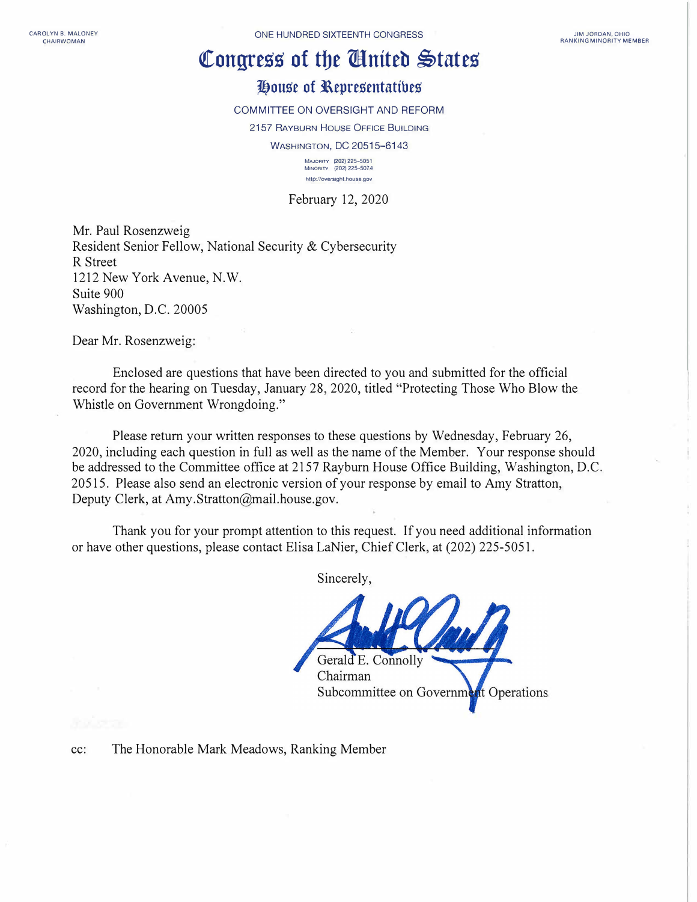CAROLYN B. MALONEY
CHAIRWOMAN

ONE HUNDRED SIXTEENTH CONGRESS

JIM JORDAN, OHIO
RANKING MINORITY MEMBER

# Congress of the United States

## House of Representatives

COMMITTEE ON OVERSIGHT AND REFORM

2157 RAYBURN HOUSE OFFICE BUILDING

WASHINGTON, DC 20515–6143

MAJORITY (202) 225-5051
MINORITY (202) 225-5074

http://oversight.house.gov

February 12, 2020

Mr. Paul Rosenzweig
Resident Senior Fellow, National Security & Cybersecurity
R Street
1212 New York Avenue, N.W.
Suite 900
Washington, D.C. 20005

Dear Mr. Rosenzweig:

Enclosed are questions that have been directed to you and submitted for the official record for the hearing on Tuesday, January 28, 2020, titled "Protecting Those Who Blow the Whistle on Government Wrongdoing."

Please return your written responses to these questions by Wednesday, February 26, 2020, including each question in full as well as the name of the Member. Your response should be addressed to the Committee office at 2157 Rayburn House Office Building, Washington, D.C. 20515. Please also send an electronic version of your response by email to Amy Stratton, Deputy Clerk, at Amy.Stratton@mail.house.gov.

Thank you for your prompt attention to this request. If you need additional information or have other questions, please contact Elisa LaNier, Chief Clerk, at (202) 225-5051.

Sincerely,

Gerald E. Connolly
Chairman
Subcommittee on Government Operations

cc: The Honorable Mark Meadows, Ranking Member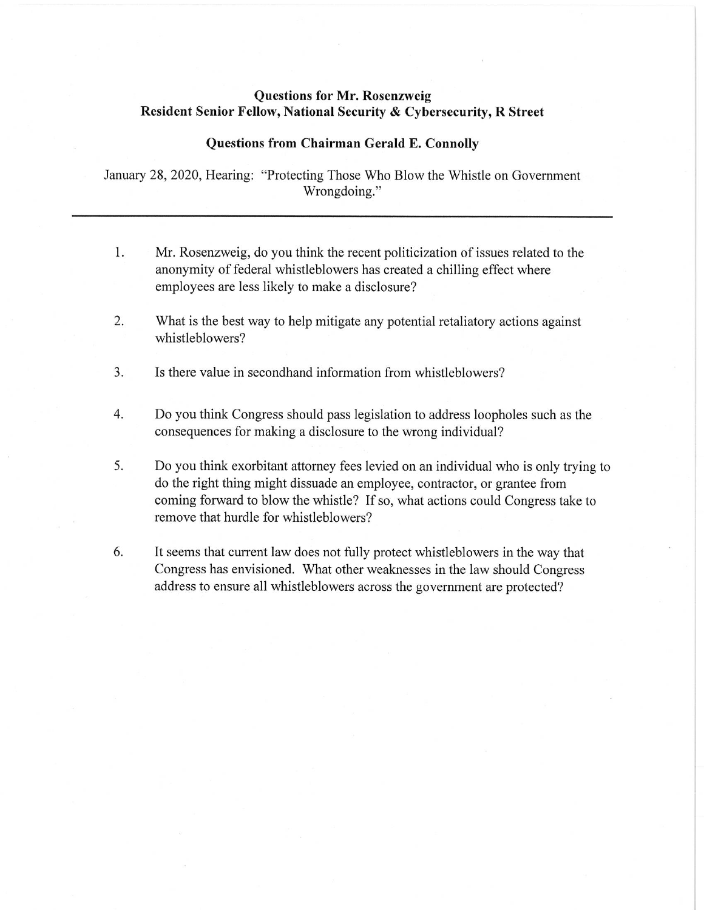**Questions for Mr. Rosenzweig**
**Resident Senior Fellow, National Security & Cybersecurity, R Street**

**Questions from Chairman Gerald E. Connolly**

January 28, 2020, Hearing: "Protecting Those Who Blow the Whistle on Government Wrongdoing."

---

1. Mr. Rosenzweig, do you think the recent politicization of issues related to the anonymity of federal whistleblowers has created a chilling effect where employees are less likely to make a disclosure?

2. What is the best way to help mitigate any potential retaliatory actions against whistleblowers?

3. Is there value in secondhand information from whistleblowers?

4. Do you think Congress should pass legislation to address loopholes such as the consequences for making a disclosure to the wrong individual?

5. Do you think exorbitant attorney fees levied on an individual who is only trying to do the right thing might dissuade an employee, contractor, or grantee from coming forward to blow the whistle? If so, what actions could Congress take to remove that hurdle for whistleblowers?

6. It seems that current law does not fully protect whistleblowers in the way that Congress has envisioned. What other weaknesses in the law should Congress address to ensure all whistleblowers across the government are protected?